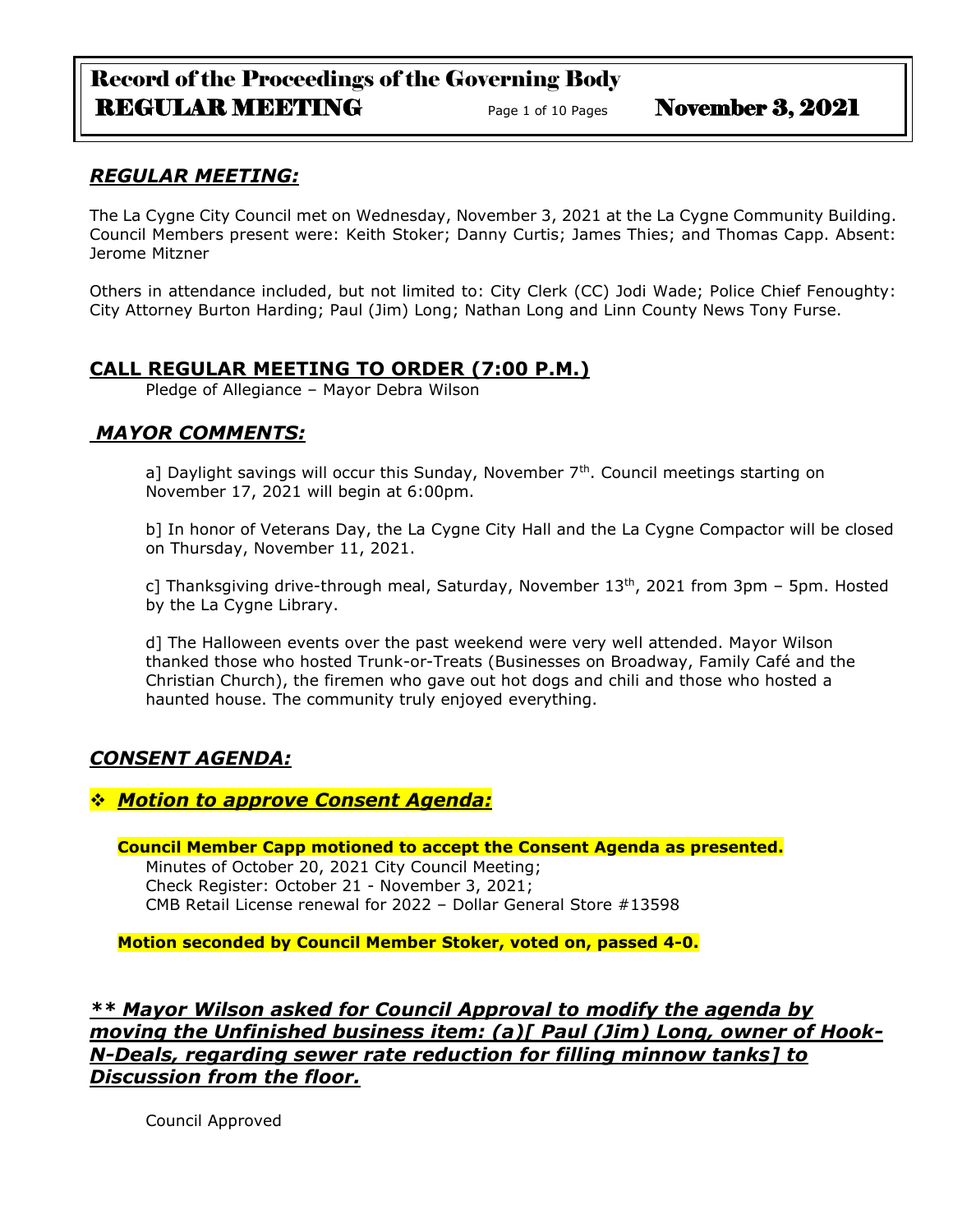## *REGULAR MEETING:*

The La Cygne City Council met on Wednesday, November 3, 2021 at the La Cygne Community Building. Council Members present were: Keith Stoker; Danny Curtis; James Thies; and Thomas Capp. Absent: Jerome Mitzner

Others in attendance included, but not limited to: City Clerk (CC) Jodi Wade; Police Chief Fenoughty: City Attorney Burton Harding; Paul (Jim) Long; Nathan Long and Linn County News Tony Furse.

## CALL REGULAR MEETING TO ORDER (7:00 P.M.)

Pledge of Allegiance – Mayor Debra Wilson

## *MAYOR COMMENTS:*

a] Daylight savings will occur this Sunday, November 7th. Council meetings starting on November 17, 2021 will begin at 6:00pm.

b] In honor of Veterans Day, the La Cygne City Hall and the La Cygne Compactor will be closed on Thursday, November 11, 2021.

c] Thanksgiving drive-through meal, Saturday, November 13th, 2021 from 3pm – 5pm. Hosted by the La Cygne Library.

d] The Halloween events over the past weekend were very well attended. Mayor Wilson thanked those who hosted Trunk-or-Treats (Businesses on Broadway, Family Café and the Christian Church), the firemen who gave out hot dogs and chili and those who hosted a haunted house. The community truly enjoyed everything.

## *CONSENT AGENDA:*

### ❖ *Motion to approve Consent Agenda:*

**Council Member Capp motioned to accept the Consent Agenda as presented.**

Minutes of October 20, 2021 City Council Meeting;
Check Register: October 21 - November 3, 2021;
CMB Retail License renewal for 2022 – Dollar General Store #13598

**Motion seconded by Council Member Stoker, voted on, passed 4-0.**

### *\*\* Mayor Wilson asked for Council Approval to modify the agenda by moving the Unfinished business item: (a)[ Paul (Jim) Long, owner of Hook-N-Deals, regarding sewer rate reduction for filling minnow tanks] to Discussion from the floor.*

Council Approved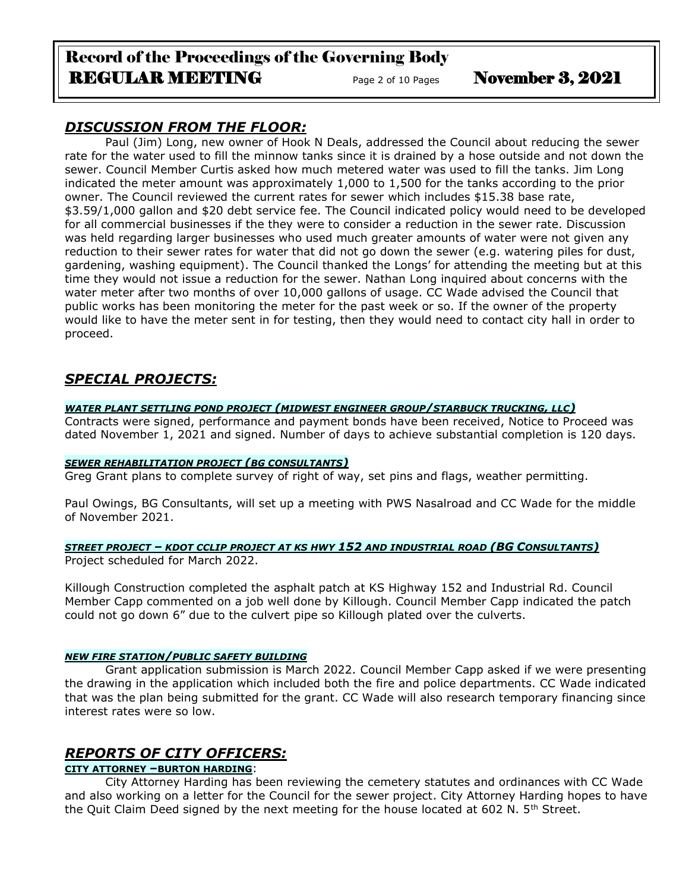## *DISCUSSION FROM THE FLOOR:*

Paul (Jim) Long, new owner of Hook N Deals, addressed the Council about reducing the sewer rate for the water used to fill the minnow tanks since it is drained by a hose outside and not down the sewer. Council Member Curtis asked how much metered water was used to fill the tanks. Jim Long indicated the meter amount was approximately 1,000 to 1,500 for the tanks according to the prior owner. The Council reviewed the current rates for sewer which includes $15.38 base rate, $3.59/1,000 gallon and $20 debt service fee. The Council indicated policy would need to be developed for all commercial businesses if the they were to consider a reduction in the sewer rate. Discussion was held regarding larger businesses who used much greater amounts of water were not given any reduction to their sewer rates for water that did not go down the sewer (e.g. watering piles for dust, gardening, washing equipment). The Council thanked the Longs' for attending the meeting but at this time they would not issue a reduction for the sewer. Nathan Long inquired about concerns with the water meter after two months of over 10,000 gallons of usage. CC Wade advised the Council that public works has been monitoring the meter for the past week or so. If the owner of the property would like to have the meter sent in for testing, then they would need to contact city hall in order to proceed.

## *SPECIAL PROJECTS:*

***WATER PLANT SETTLING POND PROJECT (MIDWEST ENGINEER GROUP/STARBUCK TRUCKING, LLC)***

Contracts were signed, performance and payment bonds have been received, Notice to Proceed was dated November 1, 2021 and signed. Number of days to achieve substantial completion is 120 days.

***SEWER REHABILITATION PROJECT (BG CONSULTANTS)***

Greg Grant plans to complete survey of right of way, set pins and flags, weather permitting.

Paul Owings, BG Consultants, will set up a meeting with PWS Nasalroad and CC Wade for the middle of November 2021.

***STREET PROJECT – KDOT CCLIP PROJECT AT KS HWY 152 AND INDUSTRIAL ROAD (BG CONSULTANTS)***

Project scheduled for March 2022.

Killough Construction completed the asphalt patch at KS Highway 152 and Industrial Rd. Council Member Capp commented on a job well done by Killough. Council Member Capp indicated the patch could not go down 6" due to the culvert pipe so Killough plated over the culverts.

***NEW FIRE STATION/PUBLIC SAFETY BUILDING***

Grant application submission is March 2022. Council Member Capp asked if we were presenting the drawing in the application which included both the fire and police departments. CC Wade indicated that was the plan being submitted for the grant. CC Wade will also research temporary financing since interest rates were so low.

## *REPORTS OF CITY OFFICERS:*

**CITY ATTORNEY –BURTON HARDING**:

City Attorney Harding has been reviewing the cemetery statutes and ordinances with CC Wade and also working on a letter for the Council for the sewer project. City Attorney Harding hopes to have the Quit Claim Deed signed by the next meeting for the house located at 602 N. 5th Street.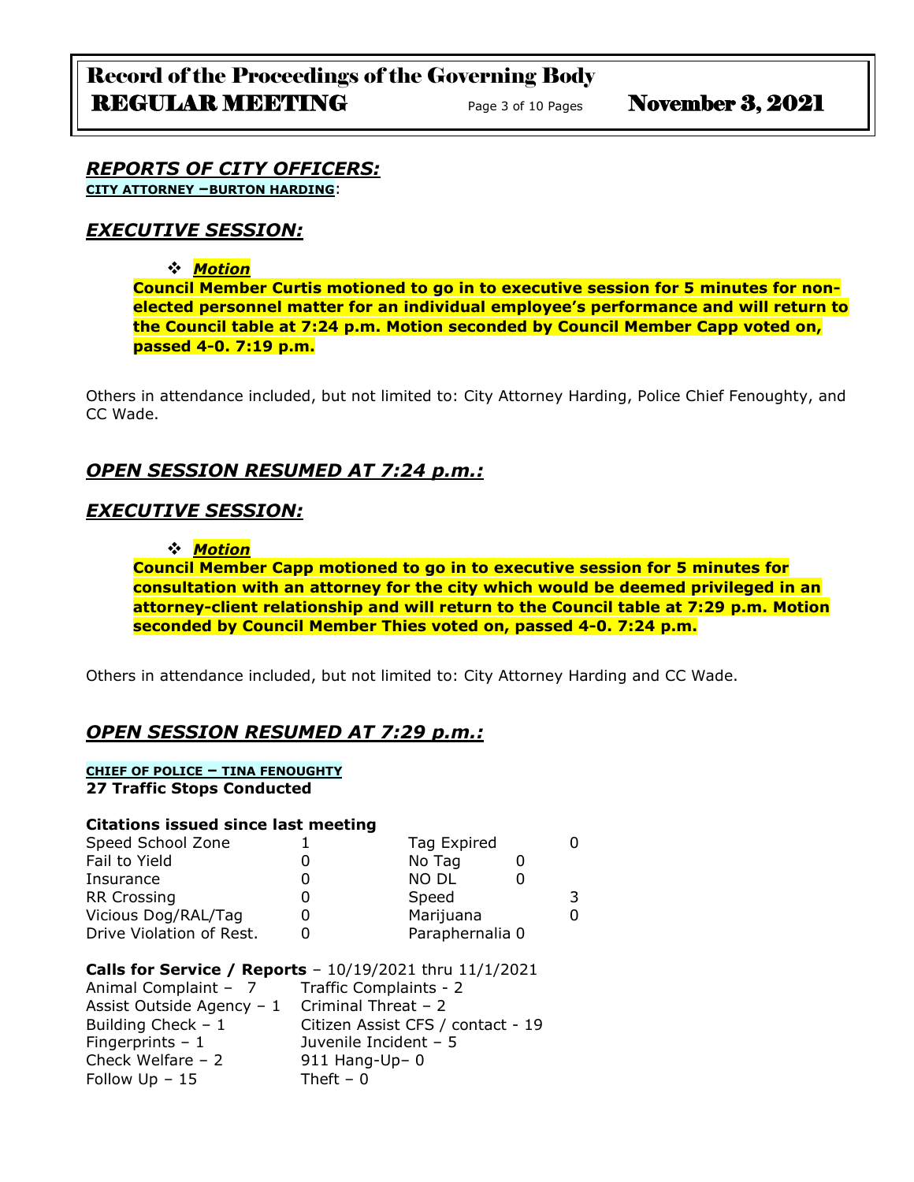## *REPORTS OF CITY OFFICERS:*

**CITY ATTORNEY –BURTON HARDING**:

## *EXECUTIVE SESSION:*

- ***Motion***

**Council Member Curtis motioned to go in to executive session for 5 minutes for non-elected personnel matter for an individual employee's performance and will return to the Council table at 7:24 p.m. Motion seconded by Council Member Capp voted on, passed 4-0. 7:19 p.m.**

Others in attendance included, but not limited to: City Attorney Harding, Police Chief Fenoughty, and CC Wade.

## *OPEN SESSION RESUMED AT 7:24 p.m.:*

## *EXECUTIVE SESSION:*

- ***Motion***

**Council Member Capp motioned to go in to executive session for 5 minutes for consultation with an attorney for the city which would be deemed privileged in an attorney-client relationship and will return to the Council table at 7:29 p.m. Motion seconded by Council Member Thies voted on, passed 4-0. 7:24 p.m.**

Others in attendance included, but not limited to: City Attorney Harding and CC Wade.

## *OPEN SESSION RESUMED AT 7:29 p.m.:*

**CHIEF OF POLICE – TINA FENOUGHTY**

**27 Traffic Stops Conducted**

**Citations issued since last meeting**

| | | | |
|---|---|---|---|
| Speed School Zone | 1 | Tag Expired | 0 |
| Fail to Yield | 0 | No Tag | 0 |
| Insurance | 0 | NO DL | 0 |
| RR Crossing | 0 | Speed | 3 |
| Vicious Dog/RAL/Tag | 0 | Marijuana | 0 |
| Drive Violation of Rest. | 0 | Paraphernalia | 0 |

**Calls for Service / Reports** – 10/19/2021 thru 11/1/2021

| | |
|---|---|
| Animal Complaint – 7 | Traffic Complaints - 2 |
| Assist Outside Agency – 1 | Criminal Threat – 2 |
| Building Check – 1 | Citizen Assist CFS / contact - 19 |
| Fingerprints – 1 | Juvenile Incident – 5 |
| Check Welfare – 2 | 911 Hang-Up– 0 |
| Follow Up – 15 | Theft – 0 |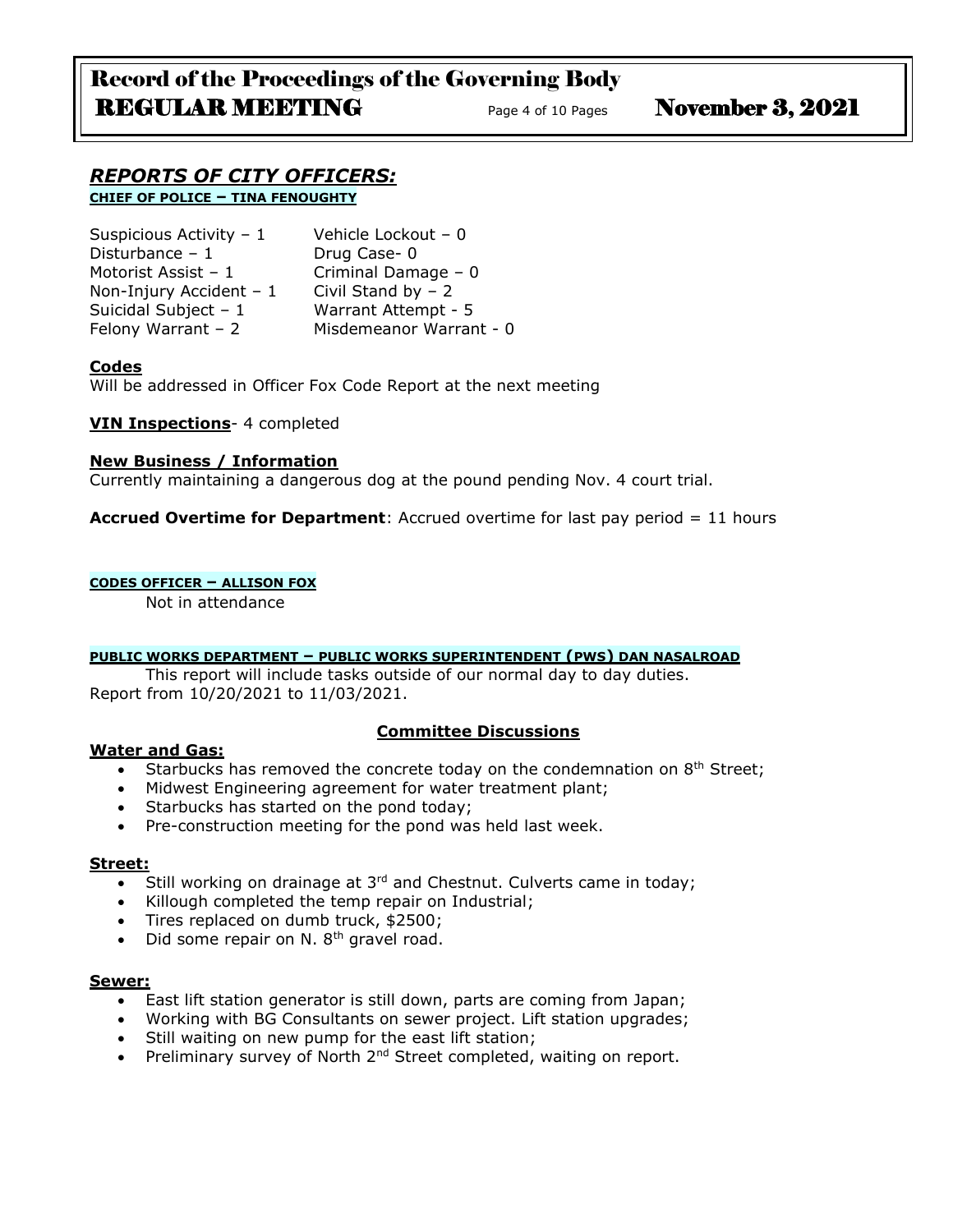## *REPORTS OF CITY OFFICERS:*

**CHIEF OF POLICE – TINA FENOUGHTY**

| | |
|---|---|
| Suspicious Activity – 1 | Vehicle Lockout – 0 |
| Disturbance – 1 | Drug Case- 0 |
| Motorist Assist – 1 | Criminal Damage – 0 |
| Non-Injury Accident – 1 | Civil Stand by – 2 |
| Suicidal Subject – 1 | Warrant Attempt - 5 |
| Felony Warrant – 2 | Misdemeanor Warrant - 0 |

**Codes**

Will be addressed in Officer Fox Code Report at the next meeting

**VIN Inspections**- 4 completed

**New Business / Information**

Currently maintaining a dangerous dog at the pound pending Nov. 4 court trial.

**Accrued Overtime for Department**: Accrued overtime for last pay period = 11 hours

**CODES OFFICER – ALLISON FOX**

Not in attendance

**PUBLIC WORKS DEPARTMENT – PUBLIC WORKS SUPERINTENDENT (PWS) DAN NASALROAD**

This report will include tasks outside of our normal day to day duties. Report from 10/20/2021 to 11/03/2021.

**Committee Discussions**

**Water and Gas:**

- Starbucks has removed the concrete today on the condemnation on 8th Street;
- Midwest Engineering agreement for water treatment plant;
- Starbucks has started on the pond today;
- Pre-construction meeting for the pond was held last week.

**Street:**

- Still working on drainage at 3rd and Chestnut. Culverts came in today;
- Killough completed the temp repair on Industrial;
- Tires replaced on dumb truck, $2500;
- Did some repair on N. 8th gravel road.

**Sewer:**

- East lift station generator is still down, parts are coming from Japan;
- Working with BG Consultants on sewer project. Lift station upgrades;
- Still waiting on new pump for the east lift station;
- Preliminary survey of North 2nd Street completed, waiting on report.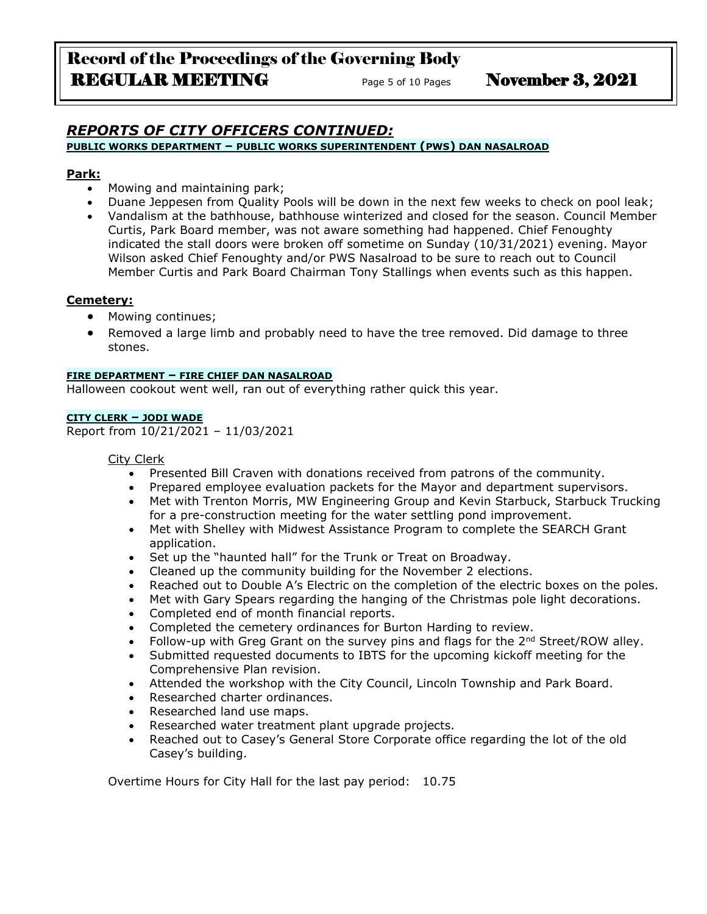## *REPORTS OF CITY OFFICERS CONTINUED:*

**PUBLIC WORKS DEPARTMENT – PUBLIC WORKS SUPERINTENDENT (PWS) DAN NASALROAD**

**Park:**

- Mowing and maintaining park;
- Duane Jeppesen from Quality Pools will be down in the next few weeks to check on pool leak;
- Vandalism at the bathhouse, bathhouse winterized and closed for the season. Council Member Curtis, Park Board member, was not aware something had happened. Chief Fenoughty indicated the stall doors were broken off sometime on Sunday (10/31/2021) evening. Mayor Wilson asked Chief Fenoughty and/or PWS Nasalroad to be sure to reach out to Council Member Curtis and Park Board Chairman Tony Stallings when events such as this happen.

**Cemetery:**

- Mowing continues;
- Removed a large limb and probably need to have the tree removed. Did damage to three stones.

**FIRE DEPARTMENT – FIRE CHIEF DAN NASALROAD**

Halloween cookout went well, ran out of everything rather quick this year.

**CITY CLERK – JODI WADE**

Report from 10/21/2021 – 11/03/2021

City Clerk

- Presented Bill Craven with donations received from patrons of the community.
- Prepared employee evaluation packets for the Mayor and department supervisors.
- Met with Trenton Morris, MW Engineering Group and Kevin Starbuck, Starbuck Trucking for a pre-construction meeting for the water settling pond improvement.
- Met with Shelley with Midwest Assistance Program to complete the SEARCH Grant application.
- Set up the "haunted hall" for the Trunk or Treat on Broadway.
- Cleaned up the community building for the November 2 elections.
- Reached out to Double A's Electric on the completion of the electric boxes on the poles.
- Met with Gary Spears regarding the hanging of the Christmas pole light decorations.
- Completed end of month financial reports.
- Completed the cemetery ordinances for Burton Harding to review.
- Follow-up with Greg Grant on the survey pins and flags for the 2nd Street/ROW alley.
- Submitted requested documents to IBTS for the upcoming kickoff meeting for the Comprehensive Plan revision.
- Attended the workshop with the City Council, Lincoln Township and Park Board.
- Researched charter ordinances.
- Researched land use maps.
- Researched water treatment plant upgrade projects.
- Reached out to Casey's General Store Corporate office regarding the lot of the old Casey's building.

Overtime Hours for City Hall for the last pay period: 10.75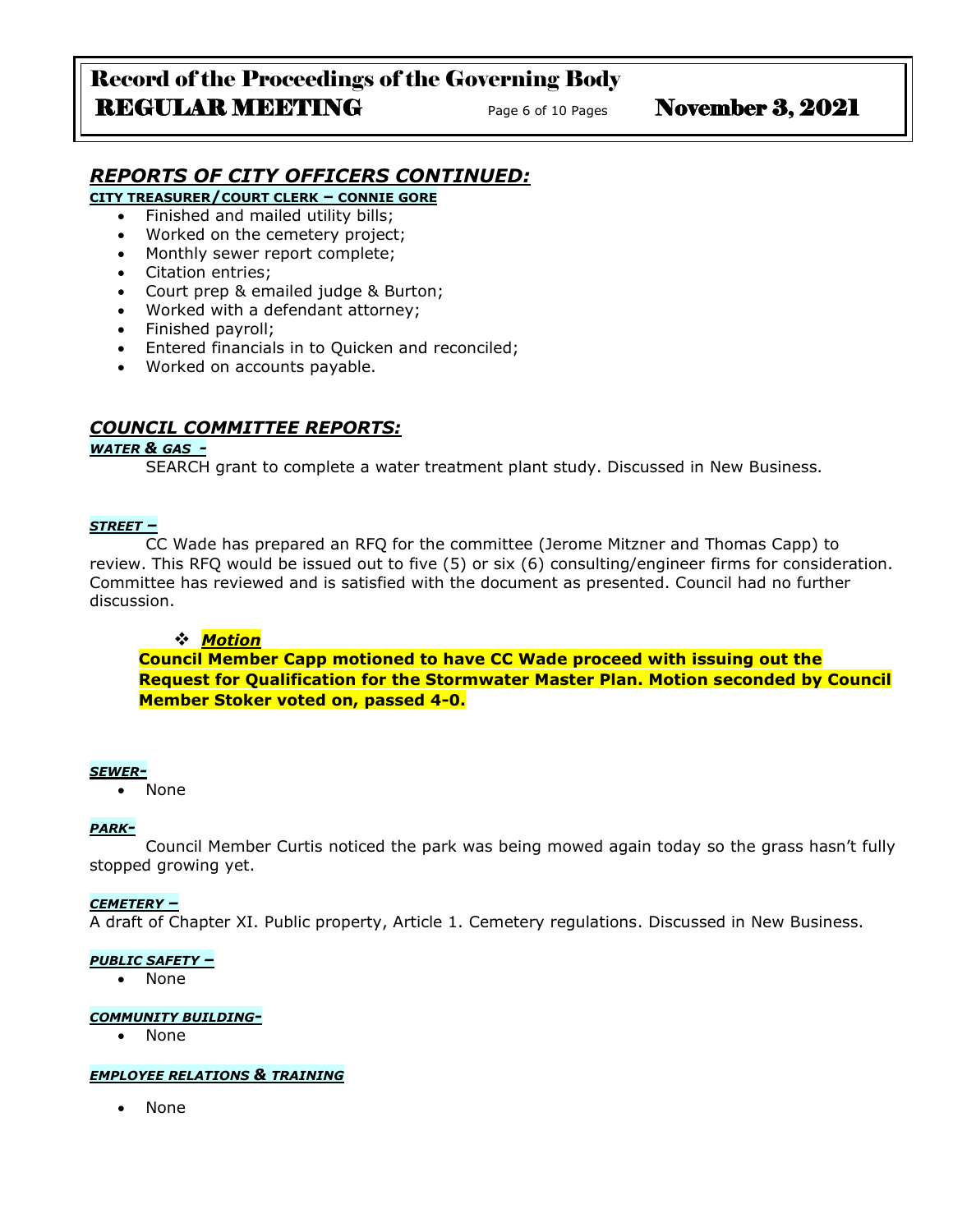## *REPORTS OF CITY OFFICERS CONTINUED:*

**CITY TREASURER/COURT CLERK – CONNIE GORE**

- Finished and mailed utility bills;
- Worked on the cemetery project;
- Monthly sewer report complete;
- Citation entries;
- Court prep & emailed judge & Burton;
- Worked with a defendant attorney;
- Finished payroll;
- Entered financials in to Quicken and reconciled;
- Worked on accounts payable.

## *COUNCIL COMMITTEE REPORTS:*

***WATER & GAS -***

SEARCH grant to complete a water treatment plant study. Discussed in New Business.

***STREET –***

CC Wade has prepared an RFQ for the committee (Jerome Mitzner and Thomas Capp) to review. This RFQ would be issued out to five (5) or six (6) consulting/engineer firms for consideration. Committee has reviewed and is satisfied with the document as presented. Council had no further discussion.

❖ ***Motion***

**Council Member Capp motioned to have CC Wade proceed with issuing out the Request for Qualification for the Stormwater Master Plan. Motion seconded by Council Member Stoker voted on, passed 4-0.**

***SEWER-***

- None

***PARK-***

Council Member Curtis noticed the park was being mowed again today so the grass hasn't fully stopped growing yet.

***CEMETERY –***

A draft of Chapter XI. Public property, Article 1. Cemetery regulations. Discussed in New Business.

***PUBLIC SAFETY –***

- None

***COMMUNITY BUILDING-***

- None

***EMPLOYEE RELATIONS & TRAINING***

- None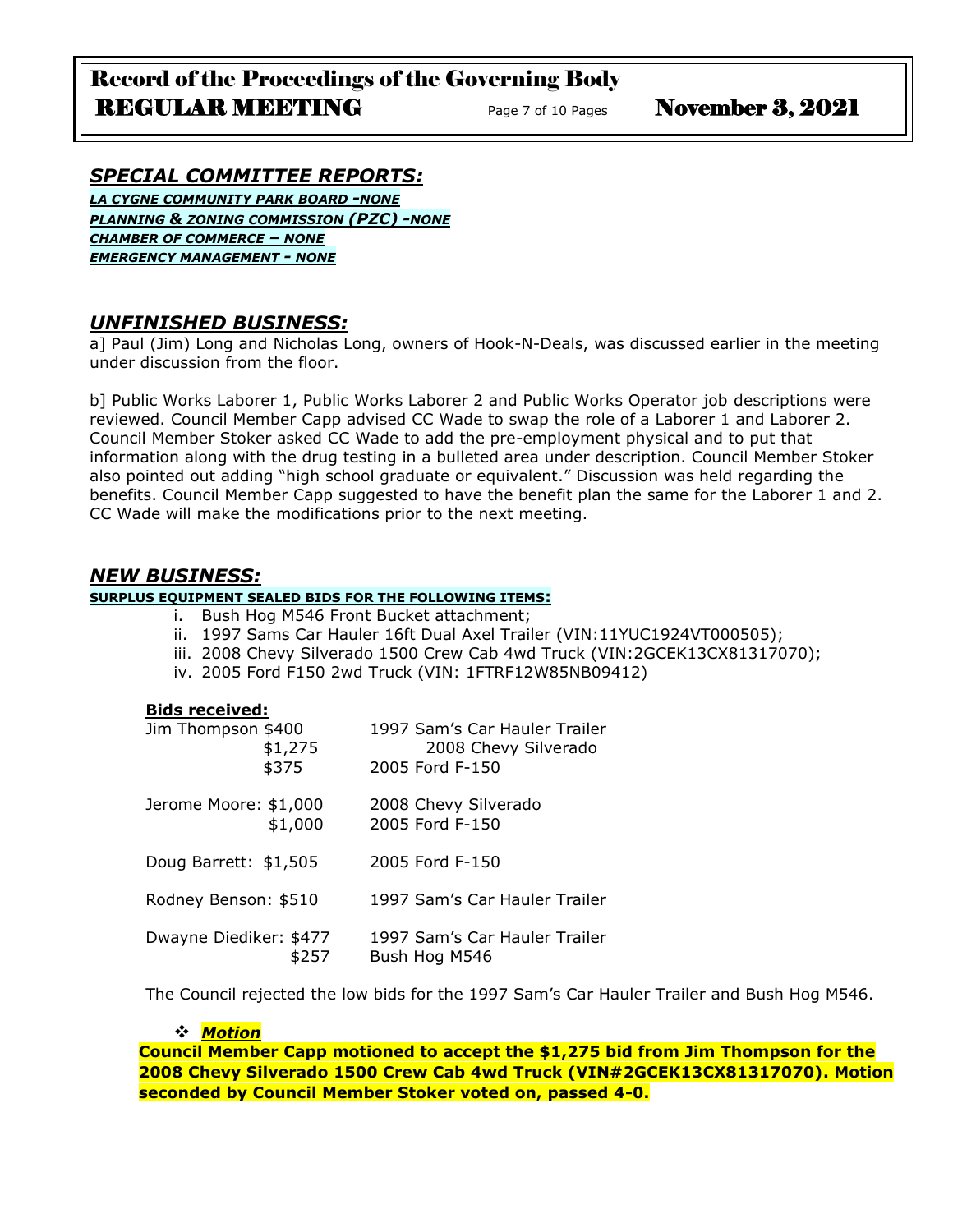## *SPECIAL COMMITTEE REPORTS:*

***LA CYGNE COMMUNITY PARK BOARD -NONE***
***PLANNING & ZONING COMMISSION (PZC) -NONE***
***CHAMBER OF COMMERCE – NONE***
***EMERGENCY MANAGEMENT - NONE***

## *UNFINISHED BUSINESS:*

a] Paul (Jim) Long and Nicholas Long, owners of Hook-N-Deals, was discussed earlier in the meeting under discussion from the floor.

b] Public Works Laborer 1, Public Works Laborer 2 and Public Works Operator job descriptions were reviewed. Council Member Capp advised CC Wade to swap the role of a Laborer 1 and Laborer 2. Council Member Stoker asked CC Wade to add the pre-employment physical and to put that information along with the drug testing in a bulleted area under description. Council Member Stoker also pointed out adding "high school graduate or equivalent." Discussion was held regarding the benefits. Council Member Capp suggested to have the benefit plan the same for the Laborer 1 and 2. CC Wade will make the modifications prior to the next meeting.

## *NEW BUSINESS:*

**SURPLUS EQUIPMENT SEALED BIDS FOR THE FOLLOWING ITEMS:**

i. Bush Hog M546 Front Bucket attachment;
ii. 1997 Sams Car Hauler 16ft Dual Axel Trailer (VIN:11YUC1924VT000505);
iii. 2008 Chevy Silverado 1500 Crew Cab 4wd Truck (VIN:2GCEK13CX81317070);
iv. 2005 Ford F150 2wd Truck (VIN: 1FTRF12W85NB09412)

**Bids received:**

| Bidder | Bid | Item |
|---|---|---|
| Jim Thompson | $400 | 1997 Sam's Car Hauler Trailer |
| | $1,275 | 2008 Chevy Silverado |
| | $375 | 2005 Ford F-150 |
| Jerome Moore: | $1,000 | 2008 Chevy Silverado |
| | $1,000 | 2005 Ford F-150 |
| Doug Barrett: | $1,505 | 2005 Ford F-150 |
| Rodney Benson: | $510 | 1997 Sam's Car Hauler Trailer |
| Dwayne Diediker: | $477 | 1997 Sam's Car Hauler Trailer |
| | $257 | Bush Hog M546 |

The Council rejected the low bids for the 1997 Sam's Car Hauler Trailer and Bush Hog M546.

❖ ***Motion***

**Council Member Capp motioned to accept the $1,275 bid from Jim Thompson for the 2008 Chevy Silverado 1500 Crew Cab 4wd Truck (VIN#2GCEK13CX81317070). Motion seconded by Council Member Stoker voted on, passed 4-0.**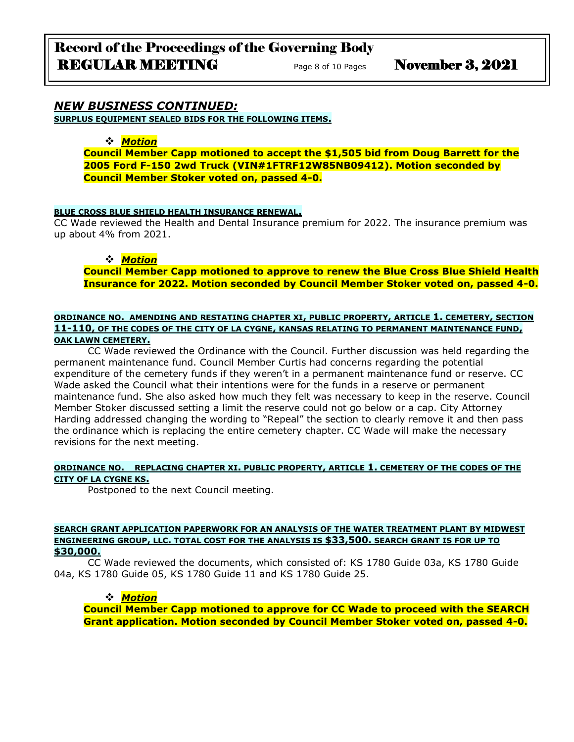## *NEW BUSINESS CONTINUED:*

**SURPLUS EQUIPMENT SEALED BIDS FOR THE FOLLOWING ITEMS.**

- ***Motion***

**Council Member Capp motioned to accept the $1,505 bid from Doug Barrett for the 2005 Ford F-150 2wd Truck (VIN#1FTRF12W85NB09412). Motion seconded by Council Member Stoker voted on, passed 4-0.**

**BLUE CROSS BLUE SHIELD HEALTH INSURANCE RENEWAL.**

CC Wade reviewed the Health and Dental Insurance premium for 2022. The insurance premium was up about 4% from 2021.

- ***Motion***

**Council Member Capp motioned to approve to renew the Blue Cross Blue Shield Health Insurance for 2022. Motion seconded by Council Member Stoker voted on, passed 4-0.**

**ORDINANCE NO. AMENDING AND RESTATING CHAPTER XI, PUBLIC PROPERTY, ARTICLE 1. CEMETERY, SECTION 11-110, OF THE CODES OF THE CITY OF LA CYGNE, KANSAS RELATING TO PERMANENT MAINTENANCE FUND, OAK LAWN CEMETERY.**

CC Wade reviewed the Ordinance with the Council. Further discussion was held regarding the permanent maintenance fund. Council Member Curtis had concerns regarding the potential expenditure of the cemetery funds if they weren't in a permanent maintenance fund or reserve. CC Wade asked the Council what their intentions were for the funds in a reserve or permanent maintenance fund. She also asked how much they felt was necessary to keep in the reserve. Council Member Stoker discussed setting a limit the reserve could not go below or a cap. City Attorney Harding addressed changing the wording to "Repeal" the section to clearly remove it and then pass the ordinance which is replacing the entire cemetery chapter. CC Wade will make the necessary revisions for the next meeting.

**ORDINANCE NO. REPLACING CHAPTER XI. PUBLIC PROPERTY, ARTICLE 1. CEMETERY OF THE CODES OF THE CITY OF LA CYGNE KS.**

Postponed to the next Council meeting.

**SEARCH GRANT APPLICATION PAPERWORK FOR AN ANALYSIS OF THE WATER TREATMENT PLANT BY MIDWEST ENGINEERING GROUP, LLC. TOTAL COST FOR THE ANALYSIS IS $33,500. SEARCH GRANT IS FOR UP TO $30,000.**

CC Wade reviewed the documents, which consisted of: KS 1780 Guide 03a, KS 1780 Guide 04a, KS 1780 Guide 05, KS 1780 Guide 11 and KS 1780 Guide 25.

- ***Motion***

**Council Member Capp motioned to approve for CC Wade to proceed with the SEARCH Grant application. Motion seconded by Council Member Stoker voted on, passed 4-0.**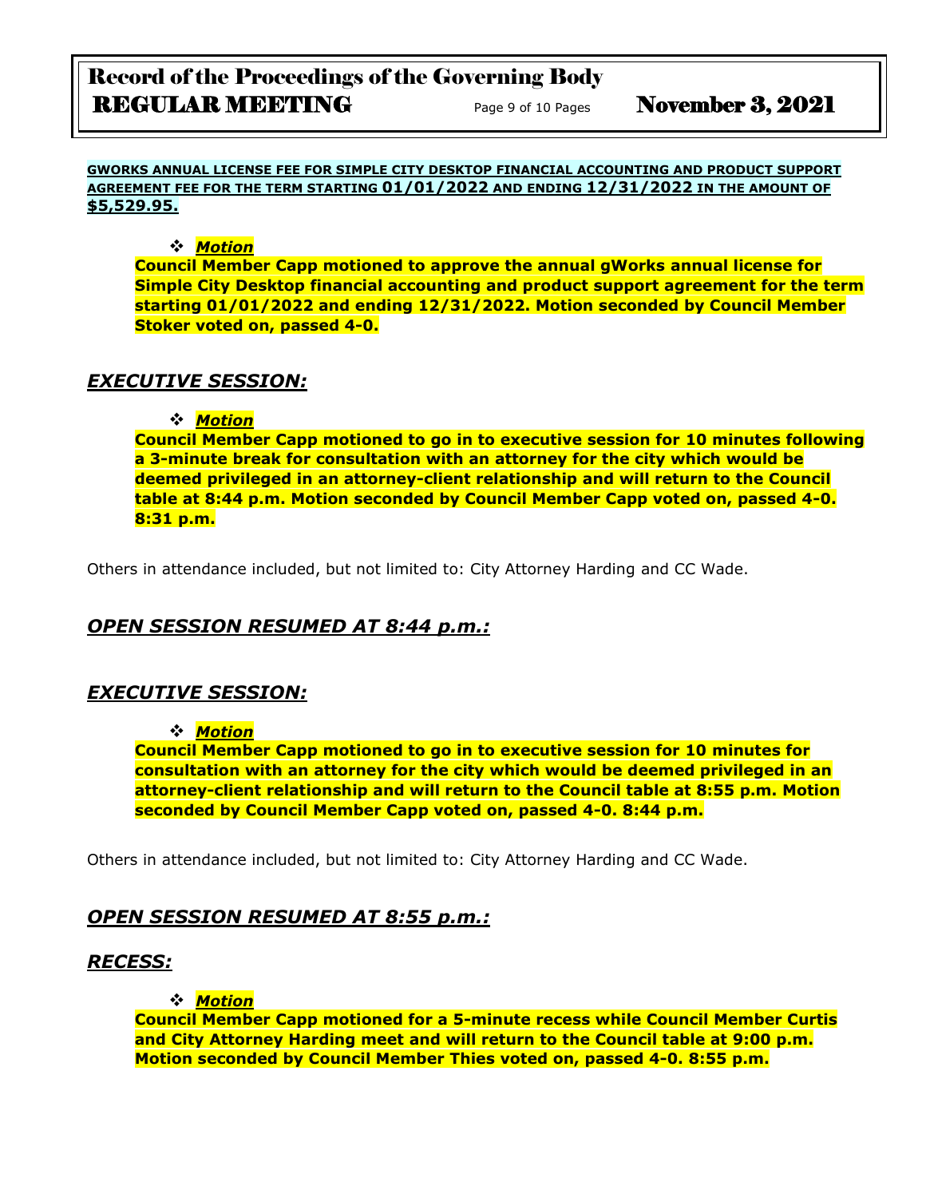**GWORKS ANNUAL LICENSE FEE FOR SIMPLE CITY DESKTOP FINANCIAL ACCOUNTING AND PRODUCT SUPPORT AGREEMENT FEE FOR THE TERM STARTING 01/01/2022 AND ENDING 12/31/2022 IN THE AMOUNT OF $5,529.95.**

- ***Motion***

**Council Member Capp motioned to approve the annual gWorks annual license for Simple City Desktop financial accounting and product support agreement for the term starting 01/01/2022 and ending 12/31/2022. Motion seconded by Council Member Stoker voted on, passed 4-0.**

## *EXECUTIVE SESSION:*

- ***Motion***

**Council Member Capp motioned to go in to executive session for 10 minutes following a 3-minute break for consultation with an attorney for the city which would be deemed privileged in an attorney-client relationship and will return to the Council table at 8:44 p.m. Motion seconded by Council Member Capp voted on, passed 4-0. 8:31 p.m.**

Others in attendance included, but not limited to: City Attorney Harding and CC Wade.

## *OPEN SESSION RESUMED AT 8:44 p.m.:*

## *EXECUTIVE SESSION:*

- ***Motion***

**Council Member Capp motioned to go in to executive session for 10 minutes for consultation with an attorney for the city which would be deemed privileged in an attorney-client relationship and will return to the Council table at 8:55 p.m. Motion seconded by Council Member Capp voted on, passed 4-0. 8:44 p.m.**

Others in attendance included, but not limited to: City Attorney Harding and CC Wade.

## *OPEN SESSION RESUMED AT 8:55 p.m.:*

## *RECESS:*

- ***Motion***

**Council Member Capp motioned for a 5-minute recess while Council Member Curtis and City Attorney Harding meet and will return to the Council table at 9:00 p.m. Motion seconded by Council Member Thies voted on, passed 4-0. 8:55 p.m.**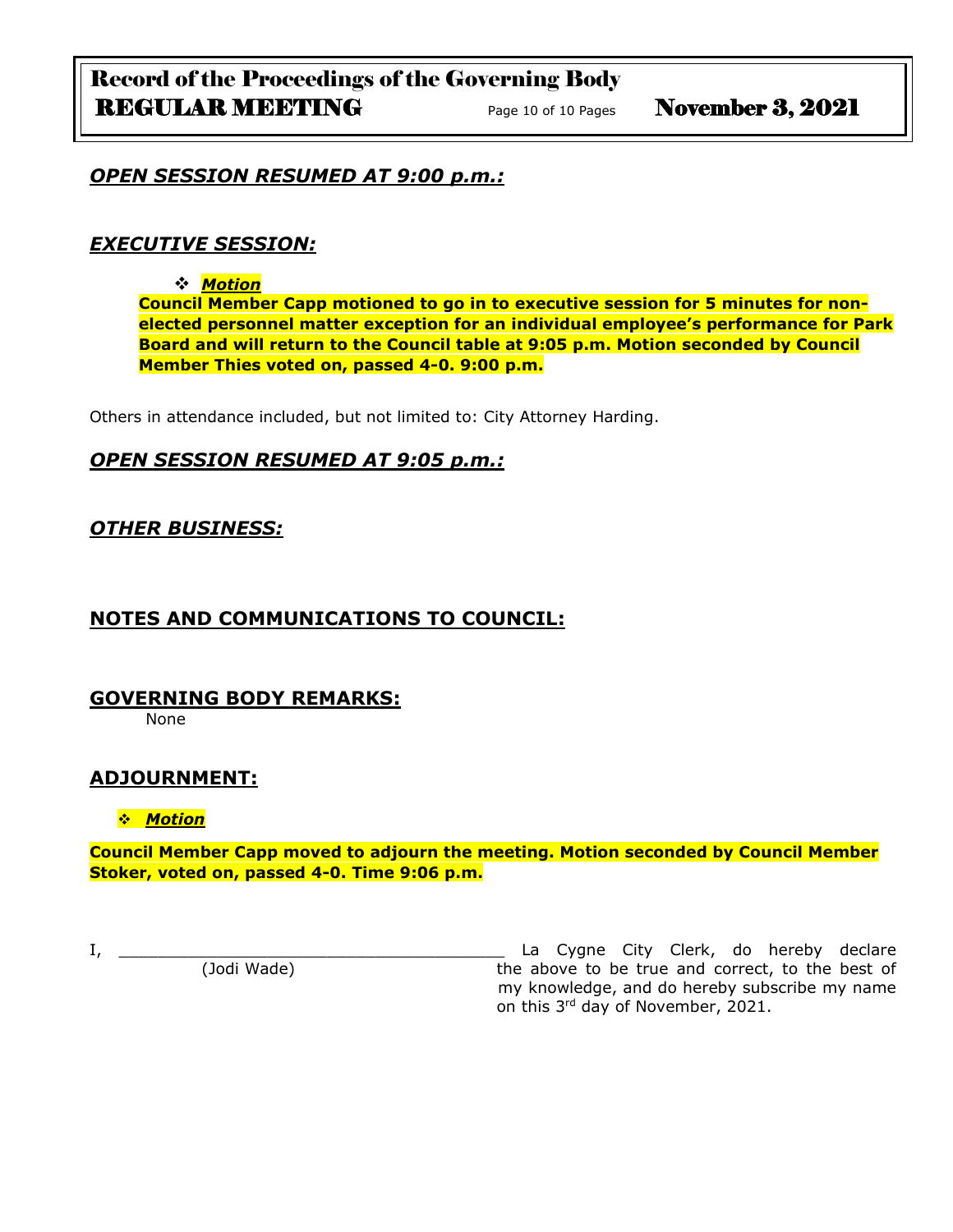## *OPEN SESSION RESUMED AT 9:00 p.m.:*

## *EXECUTIVE SESSION:*

- ***Motion***

**Council Member Capp motioned to go in to executive session for 5 minutes for non-elected personnel matter exception for an individual employee's performance for Park Board and will return to the Council table at 9:05 p.m. Motion seconded by Council Member Thies voted on, passed 4-0. 9:00 p.m.**

Others in attendance included, but not limited to: City Attorney Harding.

## *OPEN SESSION RESUMED AT 9:05 p.m.:*

## *OTHER BUSINESS:*

## NOTES AND COMMUNICATIONS TO COUNCIL:

## GOVERNING BODY REMARKS:

None

## ADJOURNMENT:

- ***Motion***

**Council Member Capp moved to adjourn the meeting. Motion seconded by Council Member Stoker, voted on, passed 4-0. Time 9:06 p.m.**

I, ________________________________________ La Cygne City Clerk, do hereby declare the above to be true and correct, to the best of my knowledge, and do hereby subscribe my name on this 3rd day of November, 2021.

(Jodi Wade)